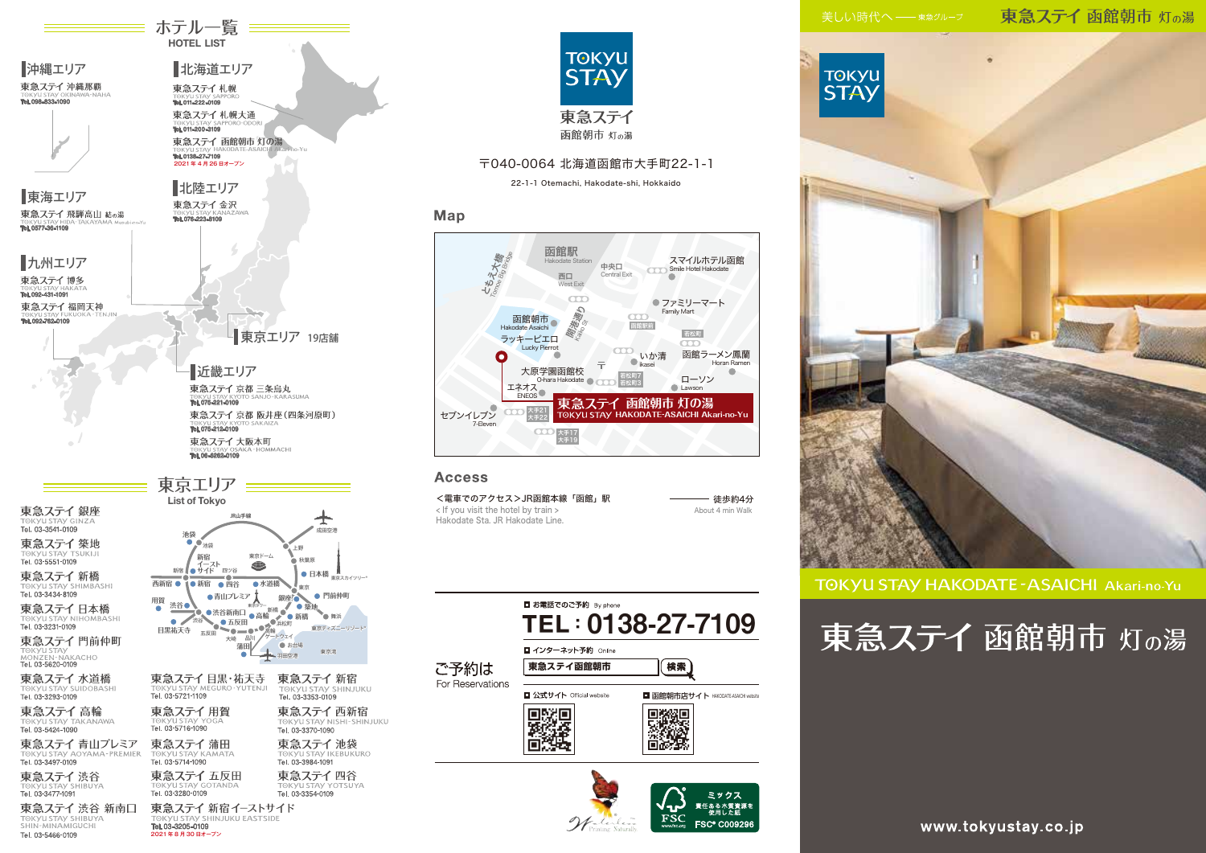# ホテル一覧
HOTEL LIST

## 沖縄エリア
東急ステイ 沖縄那覇
TOKYU STAY OKINAWA-NAHA
Tel. 098-833-1090

## 北海道エリア
東急ステイ 札幌
TOKYU STAY SAPPORO
Tel. 011-222-0109

東急ステイ 札幌大通
TOKYU STAY SAPPORO-ODORI
Tel. 011-200-3109

東急ステイ 函館朝市 灯の湯
TOKYU STAY HAKODATE-ASAICHI Akari-no-Yu
Tel. 0138-27-7109
2021年4月26日オープン

## 東海エリア
東急ステイ 飛騨高山 結の湯
TOKYU STAY HIDA-TAKAYAMA Musubi-no-Yu
Tel. 0577-36-1109

## 北陸エリア
東急ステイ 金沢
TOKYU STAY KANAZAWA
Tel. 076-223-8109

## 九州エリア
東急ステイ 博多
TOKYU STAY HAKATA
Tel. 092-431-1091

東急ステイ 福岡天神
TOKYU STAY FUKUOKA-TENJIN
Tel. 092-762-0109

## 東京エリア 19店舗

## 近畿エリア
東急ステイ 京都 三条烏丸
TOKYU STAY KYOTO SANJO-KARASUMA
Tel. 075-221-0109

東急ステイ 京都 四条河原町（四条河原町）
TOKYU STAY KYOTO SAKAIZA
Tel. 075-212-0109

東急ステイ 大阪本町
TOKYU STAY OSAKA-HOMMACHI
Tel. 06-6262-0109

# 東京エリア
List of Tokyo

東急ステイ 銀座
TOKYU STAY GINZA
Tel. 03-3541-0109

東急ステイ 築地
TOKYU STAY TSUKIJI
Tel. 03-5551-0109

東急ステイ 新橋
TOKYU STAY SHIMBASHI
Tel. 03-3434-8109

東急ステイ 日本橋
TOKYU STAY NIHOMBASHI
Tel. 03-3231-0109

東急ステイ 門前仲町
TOKYU STAY MONZEN-NAKACHO
Tel. 03-5620-0109

東急ステイ 水道橋
TOKYU STAY SUIDOBASHI
Tel. 03-3293-0109

東急ステイ 高輪
TOKYU STAY TAKANAWA
Tel. 03-5424-1090

東急ステイ 青山プレミア
TOKYU STAY AOYAMA-PREMIER
Tel. 03-3497-0109

東急ステイ 渋谷
TOKYU STAY SHIBUYA
Tel. 03-3477-1091

東急ステイ 渋谷 新南口
TOKYU STAY SHIBUYA SHIN-MINAMIGUCHI
Tel. 03-5466-0109

東急ステイ 目黒・祐天寺
TOKYU STAY MEGURO-YUTENJI
Tel. 03-5721-1109

東急ステイ 用賀
TOKYU STAY YOGA
Tel. 03-5716-1090

東急ステイ 蒲田
TOKYU STAY KAMATA
Tel. 03-5714-1090

東急ステイ 五反田
TOKYU STAY GOTANDA
Tel. 03-3280-0109

東急ステイ 新宿イーストサイド
TOKYU STAY SHINJUKU EASTSIDE
Tel. 03-3205-0109
2021年8月30日オープン

東急ステイ 新宿
TOKYU STAY SHINJUKU
Tel. 03-3353-0109

東急ステイ 西新宿
TOKYU STAY NISHI-SHINJUKU
Tel. 03-3370-1090

東急ステイ 池袋
TOKYU STAY IKEBUKURO
Tel. 03-3984-1091

東急ステイ 四谷
TOKYU STAY YOTSUYA
Tel. 03-3354-0109

---

TOKYU STAY
東急ステイ
函館朝市 灯の湯

〒040-0064 北海道函館市大手町22-1-1
22-1-1 Otemachi, Hakodate-shi, Hokkaido

## Map

## Access
<電車でのアクセス>JR函館本線「函館」駅 —— 徒歩約4分
< If you visit the hotel by train >
Hakodate Sta. JR Hakodate Line. —— About 4 min Walk

## ご予約は
For Reservations

■ お電話でのご予約 By phone
**TEL：0138-27-7109**

■ インターネット予約 Online
東急ステイ函館朝市 検索

■ 公式サイト Official website
■ 函館朝市店サイト HAKODATE-ASAICHI website

ミックス 責任ある木質資源を使用した紙
FSC® C009296

---

美しい時代へ —— 東急グループ

東急ステイ 函館朝市 灯の湯

TOKYU STAY HAKODATE-ASAICHI Akari-no-Yu

# 東急ステイ 函館朝市 灯の湯

www.tokyustay.co.jp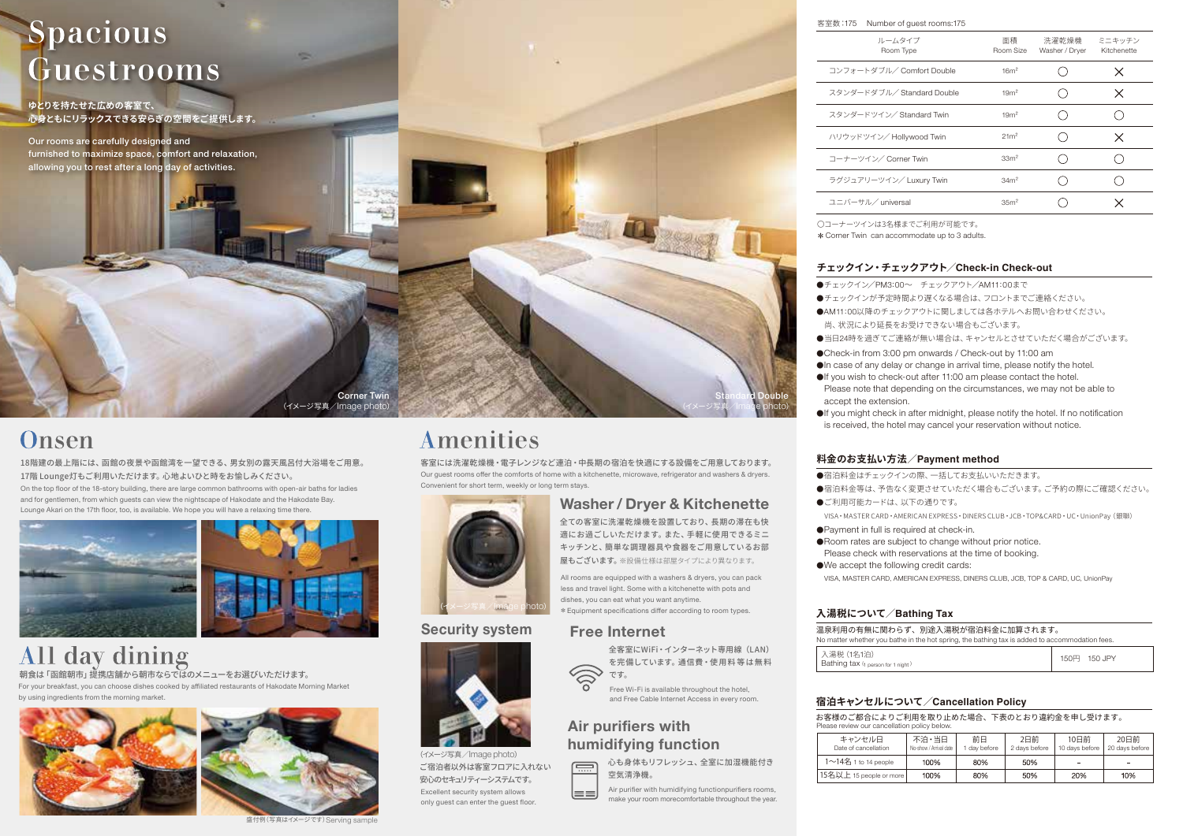# Spacious Guestrooms

**ゆとりを持たせた広めの客室で、心身ともにリラックスできる安らぎの空間をご提供します。**

Our rooms are carefully designed and furnished to maximize space, comfort and relaxation, allowing you to rest after a long day of activities.

Corner Twin （イメージ写真／Image photo）

Standard Double （イメージ写真／Image photo）

# Onsen

18階建の最上階には、函館の夜景や函館湾を一望できる、男女別の露天風呂付大浴場をご用意。17階 Lounge灯もご利用いただけます。心地よいひと時をお愉しみください。

On the top floor of the 18-story building, there are large common bathrooms with open-air baths for ladies and for gentlemen, from which guests can view the nightscape of Hakodate and the Hakodate Bay. Lounge Akari on the 17th floor, too, is available. We hope you will have a relaxing time there.

# All day dining

朝食は「函館朝市」提携店舗から朝市ならではのメニューをお選びいただけます。

For your breakfast, you can choose dishes cooked by affiliated restaurants of Hakodate Morning Market by using ingredients from the morning market.

盛付例（写真はイメージです）Serving sample

# Amenities

客室には洗濯乾燥機・電子レンジなど連泊・中長期の宿泊を快適にする設備をご用意しております。

Our guest rooms offer the comforts of home with a kitchenette, microwave, refrigerator and washers & dryers. Convenient for short term, weekly or long term stays.

（イメージ写真／Image photo）

## Washer / Dryer & Kitchenette

全ての客室に洗濯乾燥機を設置しており、長期の滞在も快適にお過ごしいただけます。また、手軽に使用できるミニキッチンと、簡単な調理器具や食器をご用意しているお部屋もございます。※設備仕様は部屋タイプにより異なります。

All rooms are equipped with a washers & dryers, you can pack less and travel light. Some with a kitchenette with pots and dishes, you can eat what you want anytime.
＊Equipment specifications differ according to room types.

## Security system

（イメージ写真／Image photo）

ご宿泊者以外は客室フロアに入れない安心のセキュリティーシステムです。

Excellent security system allows only guest can enter the guest floor.

## Free Internet

全客室にWiFi・インターネット専用線（LAN）を完備しています。通信費・使用料等は無料です。

Free Wi-Fi is available throughout the hotel, and Free Cable Internet Access in every room.

## Air purifiers with humidifying function

心も身体もリフレッシュ、全室に加湿機能付き空気清浄機。

Air purifier with humidifying functionpurifiers rooms, make your room morecomfortable throughout the year.

客室数：175　Number of guest rooms:175

| ルームタイプ Room Type | 面積 Room Size | 洗濯乾燥機 Washer / Dryer | ミニキッチン Kitchenette |
|---|---|---|---|
| コンフォートダブル／Comfort Double | 16m² | ○ | × |
| スタンダードダブル／Standard Double | 19m² | ○ | × |
| スタンダードツイン／Standard Twin | 19m² | ○ | ○ |
| ハリウッドツイン／Hollywood Twin | 21m² | ○ | × |
| コーナーツイン／Corner Twin | 33m² | ○ | ○ |
| ラグジュアリーツイン／Luxury Twin | 34m² | ○ | ○ |
| ユニバーサル／universal | 35m² | ○ | × |

○コーナーツインは3名様までご利用が可能です。
＊Corner Twin can accommodate up to 3 adults.

## チェックイン・チェックアウト／Check-in Check-out

- ●チェックイン／PM3:00〜　チェックアウト／AM11:00まで
- ●チェックインが予定時間より遅くなる場合は、フロントまでご連絡ください。
- ●AM11:00以降のチェックアウトに関しましては各ホテルへお問い合わせください。尚、状況により延長をお受けできない場合もございます。
- ●当日24時を過ぎてご連絡が無い場合は、キャンセルとさせていただく場合がございます。
- ●Check-in from 3:00 pm onwards / Check-out by 11:00 am
- ●In case of any delay or change in arrival time, please notify the hotel.
- ●If you wish to check-out after 11:00 am please contact the hotel. Please note that depending on the circumstances, we may not be able to accept the extension.
- ●If you might check in after midnight, please notify the hotel. If no notification is received, the hotel may cancel your reservation without notice.

## 料金のお支払い方法／Payment method

- ●宿泊料金はチェックインの際、一括してお支払いいただきます。
- ●宿泊料金等は、予告なく変更させていただく場合もございます。ご予約の際にご確認ください。
- ●ご利用可能カードは、以下の通りです。
  VISA・MASTER CARD・AMERICAN EXPRESS・DINERS CLUB・JCB・TOP&CARD・UC・UnionPay（銀聯）
- ●Payment in full is required at check-in.
- ●Room rates are subject to change without prior notice. Please check with reservations at the time of booking.
- ●We accept the following credit cards:
  VISA, MASTER CARD, AMERICAN EXPRESS, DINERS CLUB, JCB, TOP & CARD, UC, UnionPay

## 入湯税について／Bathing Tax

温泉利用の有無に関わらず、別途入湯税が宿泊料金に加算されます。
No matter whether you bathe in the hot spring, the bathing tax is added to accommodation fees.

| | |
|---|---|
| 入湯税（1名1泊） Bathing tax (1 person for 1 night) | 150円　150 JPY |

## 宿泊キャンセルについて／Cancellation Policy

お客様のご都合によりご利用を取り止めた場合、下表のとおり違約金を申し受けます。
Please review our cancellation policy below.

| キャンセル日 Date of cancellation | 不泊・当日 No-show / Arrival date | 前日 1 day before | 2日前 2 days before | 10日前 10 days before | 20日前 20 days before |
|---|---|---|---|---|---|
| 1〜14名 1 to 14 people | 100% | 80% | 50% | – | – |
| 15名以上 15 people or more | 100% | 80% | 50% | 20% | 10% |